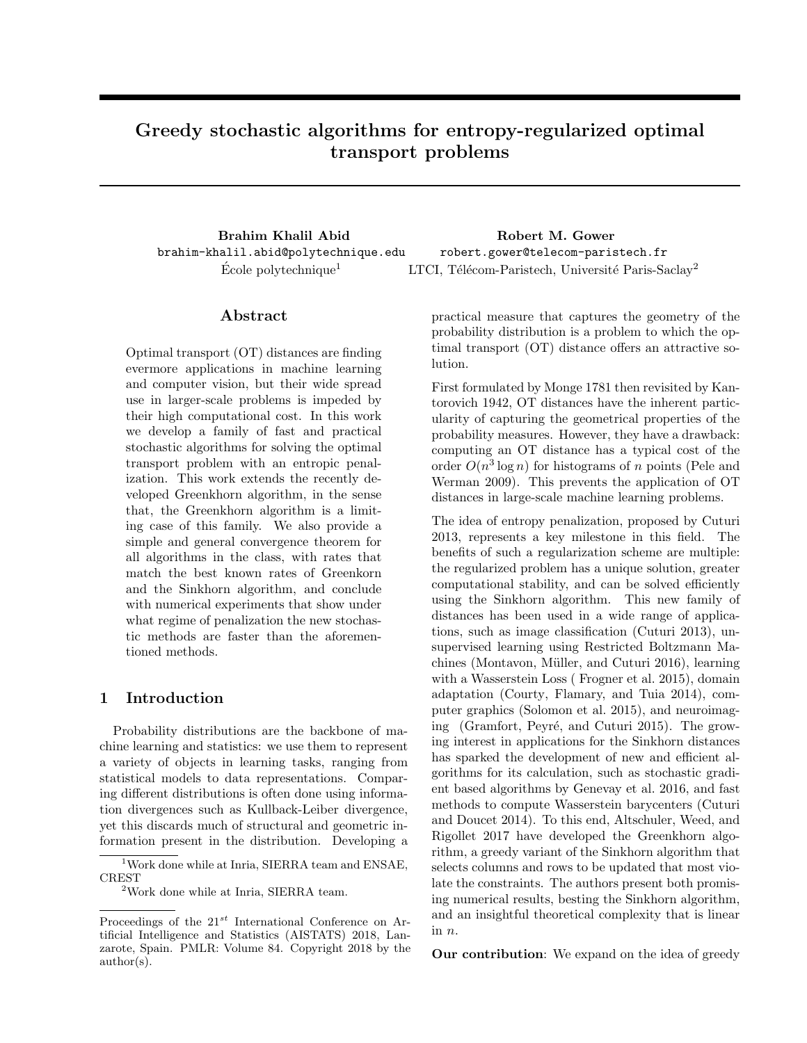# Greedy stochastic algorithms for entropy-regularized optimal transport problems

**Brahim Khalil Abid**
brahim-khalil.abid@polytechnique.edu
École polytechnique[1]

**Robert M. Gower**
robert.gower@telecom-paristech.fr
LTCI, Télécom-Paristech, Université Paris-Saclay[2]

## Abstract

Optimal transport (OT) distances are finding evermore applications in machine learning and computer vision, but their wide spread use in larger-scale problems is impeded by their high computational cost. In this work we develop a family of fast and practical stochastic algorithms for solving the optimal transport problem with an entropic penalization. This work extends the recently developed Greenkhorn algorithm, in the sense that, the Greenkhorn algorithm is a limiting case of this family. We also provide a simple and general convergence theorem for all algorithms in the class, with rates that match the best known rates of Greenkorn and the Sinkhorn algorithm, and conclude with numerical experiments that show under what regime of penalization the new stochastic methods are faster than the aforementioned methods.

## 1 Introduction

Probability distributions are the backbone of machine learning and statistics: we use them to represent a variety of objects in learning tasks, ranging from statistical models to data representations. Comparing different distributions is often done using information divergences such as Kullback-Leibler divergence, yet this discards much of structural and geometric information present in the distribution. Developing a practical measure that captures the geometry of the probability distribution is a problem to which the optimal transport (OT) distance offers an attractive solution.

First formulated by Monge 1781 then revisited by Kantorovich 1942, OT distances have the inherent particularity of capturing the geometrical properties of the probability measures. However, they have a drawback: computing an OT distance has a typical cost of the order $O(n^3 \log n)$ for histograms of $n$ points (Pele and Werman 2009). This prevents the application of OT distances in large-scale machine learning problems.

The idea of entropy penalization, proposed by Cuturi 2013, represents a key milestone in this field. The benefits of such a regularization scheme are multiple: the regularized problem has a unique solution, greater computational stability, and can be solved efficiently using the Sinkhorn algorithm. This new family of distances has been used in a wide range of applications, such as image classification (Cuturi 2013), unsupervised learning using Restricted Boltzmann Machines (Montavon, Müller, and Cuturi 2016), learning with a Wasserstein Loss ( Frogner et al. 2015), domain adaptation (Courty, Flamary, and Tuia 2014), computer graphics (Solomon et al. 2015), and neuroimaging (Gramfort, Peyré, and Cuturi 2015). The growing interest in applications for the Sinkhorn distances has sparked the development of new and efficient algorithms for its calculation, such as stochastic gradient based algorithms by Genevay et al. 2016, and fast methods to compute Wasserstein barycenters (Cuturi and Doucet 2014). To this end, Altschuler, Weed, and Rigollet 2017 have developed the Greenkhorn algorithm, a greedy variant of the Sinkhorn algorithm that selects columns and rows to be updated that most violate the constraints. The authors present both promising numerical results, besting the Sinkhorn algorithm, and an insightful theoretical complexity that is linear in $n$.

**Our contribution**: We expand on the idea of greedy

[1] Work done while at Inria, SIERRA team and ENSAE, CREST

[2] Work done while at Inria, SIERRA team.

Proceedings of the 21[st] International Conference on Artificial Intelligence and Statistics (AISTATS) 2018, Lanzarote, Spain. PMLR: Volume 84. Copyright 2018 by the author(s).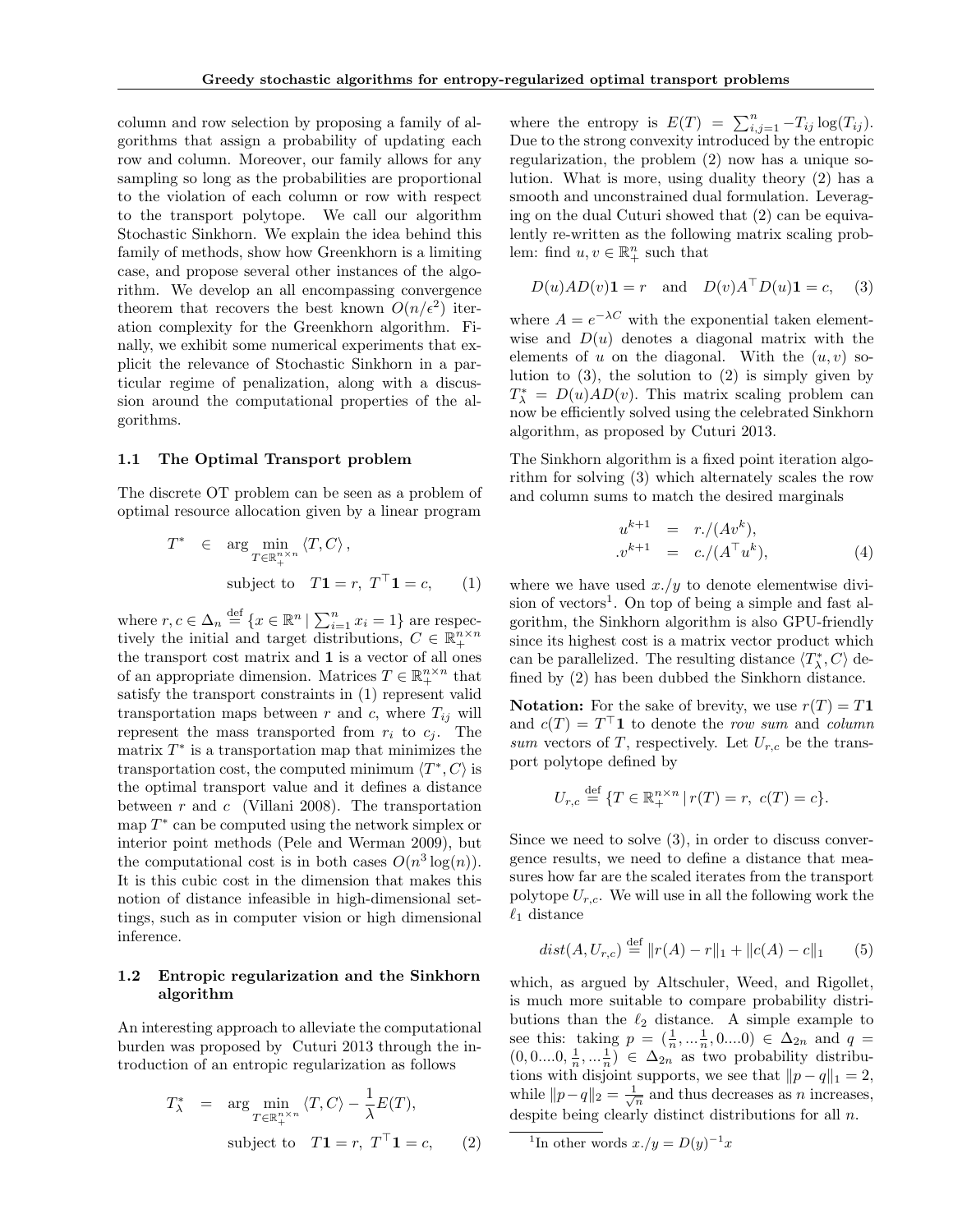column and row selection by proposing a family of algorithms that assign a probability of updating each row and column. Moreover, our family allows for any sampling so long as the probabilities are proportional to the violation of each column or row with respect to the transport polytope. We call our algorithm Stochastic Sinkhorn. We explain the idea behind this family of methods, show how Greenkhorn is a limiting case, and propose several other instances of the algorithm. We develop an all encompassing convergence theorem that recovers the best known $O(n/\epsilon^2)$ iteration complexity for the Greenkhorn algorithm. Finally, we exhibit some numerical experiments that explicit the relevance of Stochastic Sinkhorn in a particular regime of penalization, along with a discussion around the computational properties of the algorithms.

### 1.1 The Optimal Transport problem

The discrete OT problem can be seen as a problem of optimal resource allocation given by a linear program

$$
\begin{aligned}
T^* \quad &\in \quad \arg\min_{T \in \mathbb{R}_+^{n\times n}} \langle T, C\rangle, \\
&\text{subject to} \quad T\mathbf{1} = r,\ T^\top \mathbf{1} = c, \qquad (1)
\end{aligned}
$$

where $r, c \in \Delta_n \overset{\text{def}}{=} \{x \in \mathbb{R}^n \mid \sum_{i=1}^n x_i = 1\}$ are respectively the initial and target distributions, $C \in \mathbb{R}_+^{n\times n}$ the transport cost matrix and $\mathbf{1}$ is a vector of all ones of an appropriate dimension. Matrices $T \in \mathbb{R}_+^{n\times n}$ that satisfy the transport constraints in (1) represent valid transportation maps between $r$ and $c$, where $T_{ij}$ will represent the mass transported from $r_i$ to $c_j$. The matrix $T^*$ is a transportation map that minimizes the transportation cost, the computed minimum $\langle T^*, C\rangle$ is the optimal transport value and it defines a distance between $r$ and $c$ (Villani 2008). The transportation map $T^*$ can be computed using the network simplex or interior point methods (Pele and Werman 2009), but the computational cost is in both cases $O(n^3\log(n))$. It is this cubic cost in the dimension that makes this notion of distance infeasible in high-dimensional settings, such as in computer vision or high dimensional inference.

### 1.2 Entropic regularization and the Sinkhorn algorithm

An interesting approach to alleviate the computational burden was proposed by Cuturi 2013 through the introduction of an entropic regularization as follows

$$
\begin{aligned}
T^*_\lambda \quad &= \quad \arg\min_{T \in \mathbb{R}_+^{n\times n}} \langle T, C\rangle - \frac{1}{\lambda} E(T), \\
&\text{subject to} \quad T\mathbf{1} = r,\ T^\top \mathbf{1} = c, \qquad (2)
\end{aligned}
$$

where the entropy is $E(T) = \sum_{i,j=1}^n -T_{ij}\log(T_{ij})$. Due to the strong convexity introduced by the entropic regularization, the problem (2) now has a unique solution. What is more, using duality theory (2) has a smooth and unconstrained dual formulation. Leveraging on the dual Cuturi showed that (2) can be equivalently re-written as the following matrix scaling problem: find $u, v \in \mathbb{R}_+^n$ such that

$$
D(u)AD(v)\mathbf{1} = r \quad \text{and} \quad D(v)A^\top D(u)\mathbf{1} = c, \qquad (3)
$$

where $A = e^{-\lambda C}$ with the exponential taken elementwise and $D(u)$ denotes a diagonal matrix with the elements of $u$ on the diagonal. With the $(u, v)$ solution to (3), the solution to (2) is simply given by $T^*_\lambda = D(u)AD(v)$. This matrix scaling problem can now be efficiently solved using the celebrated Sinkhorn algorithm, as proposed by Cuturi 2013.

The Sinkhorn algorithm is a fixed point iteration algorithm for solving (3) which alternately scales the row and column sums to match the desired marginals

$$
\begin{aligned}
u^{k+1} &= r./(Av^k), \\
.v^{k+1} &= c./(A^\top u^k), \qquad (4)
\end{aligned}
$$

where we have used $x./y$ to denote elementwise division of vectors[1]. On top of being a simple and fast algorithm, the Sinkhorn algorithm is also GPU-friendly since its highest cost is a matrix vector product which can be parallelized. The resulting distance $\langle T^*_\lambda, C\rangle$ defined by (2) has been dubbed the Sinkhorn distance.

**Notation:** For the sake of brevity, we use $r(T) = T\mathbf{1}$ and $c(T) = T^\top\mathbf{1}$ to denote the *row sum* and *column sum* vectors of $T$, respectively. Let $U_{r,c}$ be the transport polytope defined by

$$
U_{r,c} \overset{\text{def}}{=} \{T \in \mathbb{R}_+^{n\times n} \mid r(T) = r,\ c(T) = c\}.
$$

Since we need to solve (3), in order to discuss convergence results, we need to define a distance that measures how far are the scaled iterates from the transport polytope $U_{r,c}$. We will use in all the following work the $\ell_1$ distance

$$
dist(A, U_{r,c}) \overset{\text{def}}{=} \|r(A) - r\|_1 + \|c(A) - c\|_1 \qquad (5)
$$

which, as argued by Altschuler, Weed, and Rigollet, is much more suitable to compare probability distributions than the $\ell_2$ distance. A simple example to see this: taking $p = (\frac{1}{n}, \ldots \frac{1}{n}, 0 \ldots 0) \in \Delta_{2n}$ and $q = (0, 0 \ldots 0, \frac{1}{n}, \ldots \frac{1}{n}) \in \Delta_{2n}$ as two probability distributions with disjoint supports, we see that $\|p - q\|_1 = 2$, while $\|p - q\|_2 = \frac{1}{\sqrt{n}}$ and thus decreases as $n$ increases, despite being clearly distinct distributions for all $n$.

[1] In other words $x./y = D(y)^{-1}x$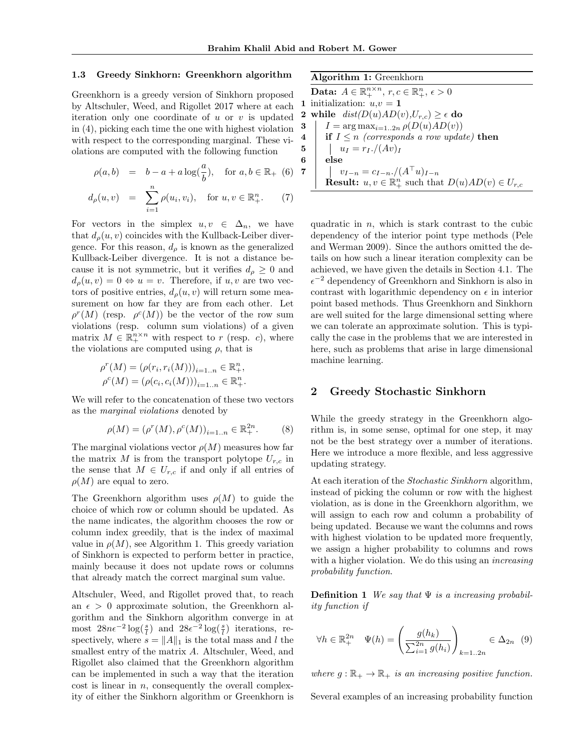### 1.3 Greedy Sinkhorn: Greenkhorn algorithm

Greenkhorn is a greedy version of Sinkhorn proposed by Altschuler, Weed, and Rigollet 2017 where at each iteration only one coordinate of $u$ or $v$ is updated in (4), picking each time the one with highest violation with respect to the corresponding marginal. These violations are computed with the following function

$$\rho(a,b) = b - a + a\log(\frac{a}{b}), \quad \text{for } a,b \in \mathbb{R}_+ \quad (6)$$

$$d_\rho(u,v) = \sum_{i=1}^{n} \rho(u_i, v_i), \quad \text{for } u,v \in \mathbb{R}_+^n. \quad (7)$$

For vectors in the simplex $u, v \in \Delta_n$, we have that $d_\rho(u,v)$ coincides with the Kullback-Leiber divergence. For this reason, $d_\rho$ is known as the generalized Kullback-Leiber divergence. It is not a distance because it is not symmetric, but it verifies $d_\rho \geq 0$ and $d_\rho(u,v) = 0 \Leftrightarrow u = v$. Therefore, if $u, v$ are two vectors of positive entries, $d_\rho(u,v)$ will return some measurement on how far they are from each other. Let $\rho^r(M)$ (resp. $\rho^c(M)$) be the vector of the row sum violations (resp. column sum violations) of a given matrix $M \in \mathbb{R}_+^{n\times n}$ with respect to $r$ (resp. $c$), where the violations are computed using $\rho$, that is

$$\rho^r(M) = (\rho(r_i, r_i(M)))_{i=1..n} \in \mathbb{R}_+^n,$$
$$\rho^c(M) = (\rho(c_i, c_i(M)))_{i=1..n} \in \mathbb{R}_+^n.$$

We will refer to the concatenation of these two vectors as the *marginal violations* denoted by

$$\rho(M) = (\rho^r(M), \rho^c(M))_{i=1..n} \in \mathbb{R}_+^{2n}. \quad (8)$$

The marginal violations vector $\rho(M)$ measures how far the matrix $M$ is from the transport polytope $U_{r,c}$ in the sense that $M \in U_{r,c}$ if and only if all entries of $\rho(M)$ are equal to zero.

The Greenkhorn algorithm uses $\rho(M)$ to guide the choice of which row or column should be updated. As the name indicates, the algorithm chooses the row or column index greedily, that is the index of maximal value in $\rho(M)$, see Algorithm 1. This greedy variation of Sinkhorn is expected to perform better in practice, mainly because it does not update rows or columns that already match the correct marginal sum value.

Altschuler, Weed, and Rigollet proved that, to reach an $\epsilon > 0$ approximate solution, the Greenkhorn algorithm and the Sinkhorn algorithm converge in at most $28n\epsilon^{-2}\log(\frac{s}{l})$ and $28\epsilon^{-2}\log(\frac{s}{l})$ iterations, respectively, where $s = \|A\|_1$ is the total mass and $l$ the smallest entry of the matrix $A$. Altschuler, Weed, and Rigollet also claimed that the Greenkhorn algorithm can be implemented in such a way that the iteration cost is linear in $n$, consequently the overall complexity of either the Sinkhorn algorithm or Greenkhorn is

**Algorithm 1:** Greenkhorn

**Data:** $A \in \mathbb{R}_+^{n\times n}$, $r, c \in \mathbb{R}_+^n$, $\epsilon > 0$

1. initialization: $u, v = \mathbf{1}$
2. **while** $dist(D(u)AD(v), U_{r,c}) \geq \epsilon$ **do**
3. $\quad I = \arg\max_{i=1..2n} \rho(D(u)AD(v))$
4. $\quad$ **if** $I \leq n$ *(corresponds a row update)* **then**
5. $\quad\quad u_I = r_I./(Av)_I$
6. $\quad$ **else**
7. $\quad\quad v_{I-n} = c_{I-n}./(A^\top u)_{I-n}$

**Result:** $u, v \in \mathbb{R}_+^n$ such that $D(u)AD(v) \in U_{r,c}$

quadratic in $n$, which is stark contrast to the cubic dependency of the interior point type methods (Pele and Werman 2009). Since the authors omitted the details on how such a linear iteration complexity can be achieved, we have given the details in Section 4.1. The $\epsilon^{-2}$ dependency of Greenkhorn and Sinkhorn is also in contrast with logarithmic dependency on $\epsilon$ in interior point based methods. Thus Greenkhorn and Sinkhorn are well suited for the large dimensional setting where we can tolerate an approximate solution. This is typically the case in the problems that we are interested in here, such as problems that arise in large dimensional machine learning.

## 2 Greedy Stochastic Sinkhorn

While the greedy strategy in the Greenkhorn algorithm is, in some sense, optimal for one step, it may not be the best strategy over a number of iterations. Here we introduce a more flexible, and less aggressive updating strategy.

At each iteration of the *Stochastic Sinkhorn* algorithm, instead of picking the column or row with the highest violation, as is done in the Greenkhorn algorithm, we will assign to each row and column a probability of being updated. Because we want the columns and rows with highest violation to be updated more frequently, we assign a higher probability to columns and rows with a higher violation. We do this using an *increasing probability function*.

**Definition 1** *We say that $\Psi$ is a increasing probability function if*

$$\forall h \in \mathbb{R}_+^{2n} \quad \Psi(h) = \left(\frac{g(h_k)}{\sum_{i=1}^{2n} g(h_i)}\right)_{k=1..2n} \in \Delta_{2n} \quad (9)$$

*where $g : \mathbb{R}_+ \to \mathbb{R}_+$ is an increasing positive function.*

Several examples of an increasing probability function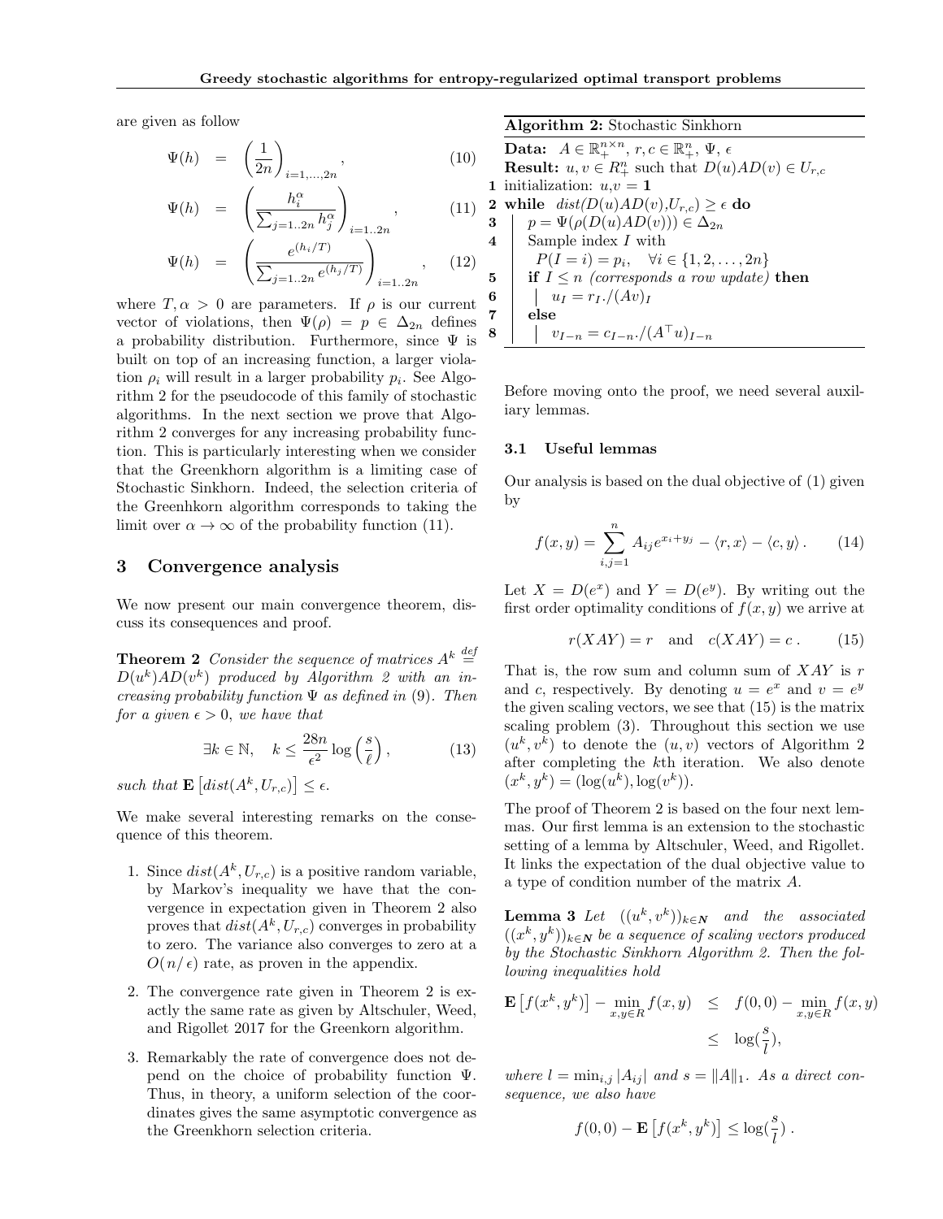are given as follow

$$\Psi(h) = \left(\frac{1}{2n}\right)_{i=1,\dots,2n}, \tag{10}$$

$$\Psi(h) = \left(\frac{h_i^\alpha}{\sum_{j=1..2n} h_j^\alpha}\right)_{i=1..2n}, \tag{11}$$

$$\Psi(h) = \left(\frac{e^{(h_i/T)}}{\sum_{j=1..2n} e^{(h_j/T)}}\right)_{i=1..2n}, \tag{12}$$

where $T, \alpha > 0$ are parameters. If $\rho$ is our current vector of violations, then $\Psi(\rho) = p \in \Delta_{2n}$ defines a probability distribution. Furthermore, since $\Psi$ is built on top of an increasing function, a larger violation $\rho_i$ will result in a larger probability $p_i$. See Algorithm 2 for the pseudocode of this family of stochastic algorithms. In the next section we prove that Algorithm 2 converges for any increasing probability function. This is particularly interesting when we consider that the Greenkhorn algorithm is a limiting case of Stochastic Sinkhorn. Indeed, the selection criteria of the Greenhkorn algorithm corresponds to taking the limit over $\alpha \to \infty$ of the probability function (11).

**Algorithm 2:** Stochastic Sinkhorn

**Data:** $A \in \mathbb{R}_+^{n\times n}$, $r, c \in \mathbb{R}_+^n$, $\Psi$, $\epsilon$
**Result:** $u, v \in R_+^n$ such that $D(u)AD(v) \in U_{r,c}$

1. initialization: $u$,$v$ = **1**
2. **while** $dist(D(u)AD(v), U_{r,c}) \geq \epsilon$ **do**
3. $\quad p = \Psi(\rho(D(u)AD(v))) \in \Delta_{2n}$
4. $\quad$ Sample index $I$ with $P(I = i) = p_i, \quad \forall i \in \{1, 2, \dots, 2n\}$
5. $\quad$ **if** $I \leq n$ *(corresponds a row update)* **then**
6. $\quad\quad u_I = r_I./(Av)_I$
7. $\quad$ **else**
8. $\quad\quad v_{I-n} = c_{I-n}./(A^\top u)_{I-n}$

## 3 Convergence analysis

We now present our main convergence theorem, discuss its consequences and proof.

**Theorem 2** *Consider the sequence of matrices $A^k \overset{def}{=} D(u^k)AD(v^k)$ produced by Algorithm 2 with an increasing probability function $\Psi$ as defined in (9). Then for a given $\epsilon > 0$, we have that*

$$\exists k \in \mathbb{N}, \quad k \leq \frac{28n}{\epsilon^2} \log\left(\frac{s}{\ell}\right), \tag{13}$$

*such that* $\mathbf{E}\left[dist(A^k, U_{r,c})\right] \leq \epsilon$.

We make several interesting remarks on the consequence of this theorem.

1. Since $dist(A^k, U_{r,c})$ is a positive random variable, by Markov's inequality we have that the convergence in expectation given in Theorem 2 also proves that $dist(A^k, U_{r,c})$ converges in probability to zero. The variance also converges to zero at a $O(n/\epsilon)$ rate, as proven in the appendix.
2. The convergence rate given in Theorem 2 is exactly the same rate as given by Altschuler, Weed, and Rigollet 2017 for the Greenkorn algorithm.
3. Remarkably the rate of convergence does not depend on the choice of probability function $\Psi$. Thus, in theory, a uniform selection of the coordinates gives the same asymptotic convergence as the Greenkhorn selection criteria.

Before moving onto the proof, we need several auxiliary lemmas.

### 3.1 Useful lemmas

Our analysis is based on the dual objective of (1) given by

$$f(x, y) = \sum_{i,j=1}^{n} A_{ij} e^{x_i + y_j} - \langle r, x\rangle - \langle c, y\rangle. \tag{14}$$

Let $X = D(e^x)$ and $Y = D(e^y)$. By writing out the first order optimality conditions of $f(x, y)$ we arrive at

$$r(XAY) = r \quad \text{and} \quad c(XAY) = c. \tag{15}$$

That is, the row sum and column sum of $XAY$ is $r$ and $c$, respectively. By denoting $u = e^x$ and $v = e^y$ the given scaling vectors, we see that (15) is the matrix scaling problem (3). Throughout this section we use $(u^k, v^k)$ to denote the $(u, v)$ vectors of Algorithm 2 after completing the $k$th iteration. We also denote $(x^k, y^k) = (\log(u^k), \log(v^k))$.

The proof of Theorem 2 is based on the four next lemmas. Our first lemma is an extension to the stochastic setting of a lemma by Altschuler, Weed, and Rigollet. It links the expectation of the dual objective value to a type of condition number of the matrix $A$.

**Lemma 3** *Let $((u^k, v^k))_{k\in \mathbf{N}}$ and the associated $((x^k, y^k))_{k\in\mathbf{N}}$ be a sequence of scaling vectors produced by the Stochastic Sinkhorn Algorithm 2. Then the following inequalities hold*

$$\begin{aligned}\mathbf{E}\left[f(x^k, y^k)\right] - \min_{x,y\in R} f(x, y) &\leq f(0, 0) - \min_{x,y\in R} f(x, y) \\ &\leq \log\left(\frac{s}{l}\right),\end{aligned}$$

*where $l = \min_{i,j} |A_{ij}|$ and $s = \|A\|_1$. As a direct consequence, we also have*

$$f(0, 0) - \mathbf{E}\left[f(x^k, y^k)\right] \leq \log\left(\frac{s}{l}\right).$$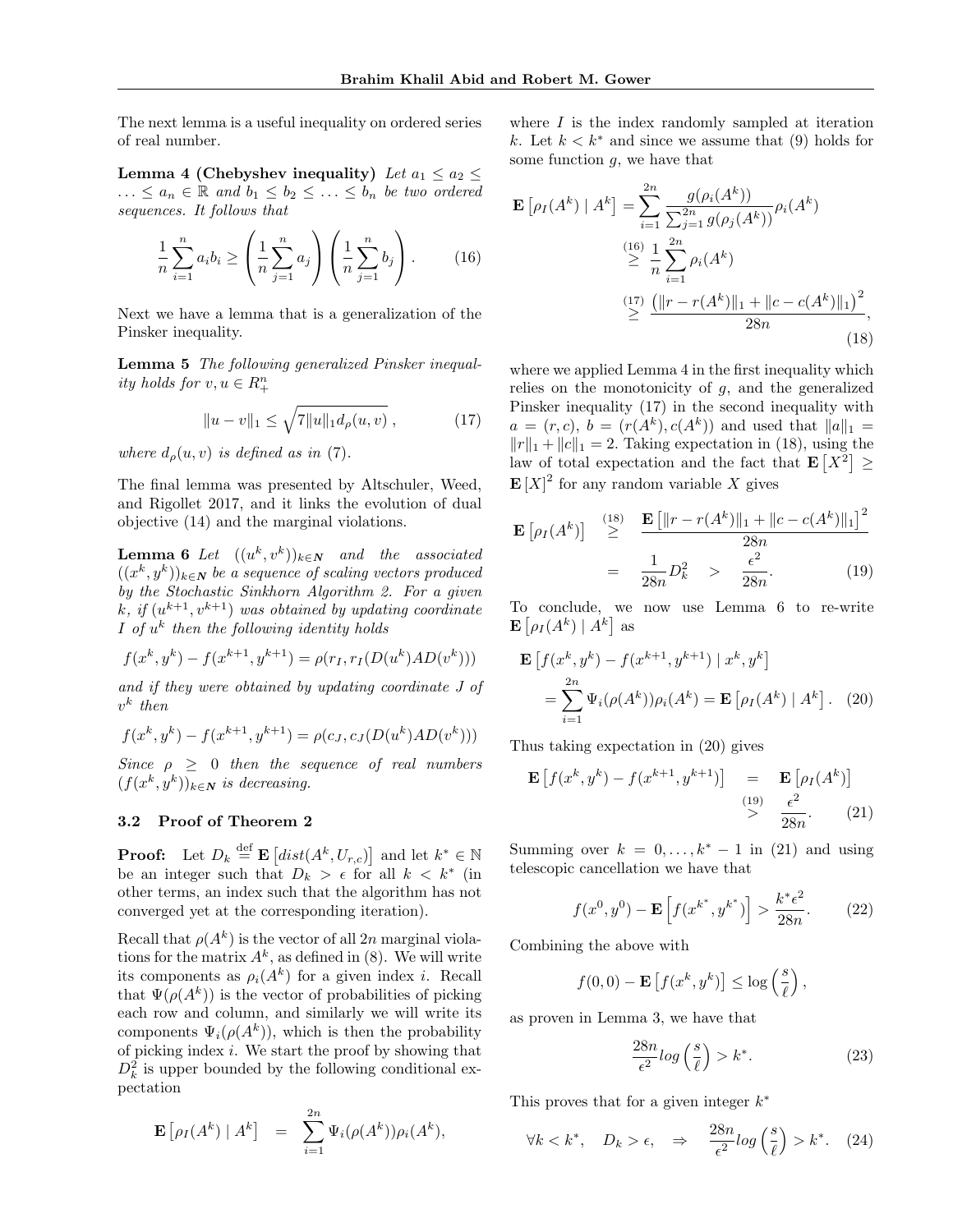The next lemma is a useful inequality on ordered series of real number.

**Lemma 4 (Chebyshev inequality)** *Let $a_1 \leq a_2 \leq \ldots \leq a_n \in \mathbb{R}$ and $b_1 \leq b_2 \leq \ldots \leq b_n$ be two ordered sequences. It follows that*

$$\frac{1}{n}\sum_{i=1}^{n} a_i b_i \geq \left(\frac{1}{n}\sum_{j=1}^{n} a_j\right)\left(\frac{1}{n}\sum_{j=1}^{n} b_j\right). \tag{16}$$

Next we have a lemma that is a generalization of the Pinsker inequality.

**Lemma 5** *The following generalized Pinsker inequality holds for $v, u \in R_+^n$*

$$\|u - v\|_1 \leq \sqrt{7\|u\|_1 d_\rho(u, v)}\,, \tag{17}$$

*where $d_\rho(u, v)$ is defined as in (7).*

The final lemma was presented by Altschuler, Weed, and Rigollet 2017, and it links the evolution of dual objective (14) and the marginal violations.

**Lemma 6** *Let $((u^k, v^k))_{k \in \mathbf{N}}$ and the associated $((x^k, y^k))_{k \in \mathbf{N}}$ be a sequence of scaling vectors produced by the Stochastic Sinkhorn Algorithm 2. For a given $k$, if $(u^{k+1}, v^{k+1})$ was obtained by updating coordinate $I$ of $u^k$ then the following identity holds*

$$f(x^k, y^k) - f(x^{k+1}, y^{k+1}) = \rho(r_I, r_I(D(u^k)AD(v^k)))$$

*and if they were obtained by updating coordinate $J$ of $v^k$ then*

$$f(x^k, y^k) - f(x^{k+1}, y^{k+1}) = \rho(c_J, c_J(D(u^k)AD(v^k)))$$

*Since $\rho \geq 0$ then the sequence of real numbers $(f(x^k, y^k))_{k \in \mathbf{N}}$ is decreasing.*

### 3.2 Proof of Theorem 2

**Proof:** Let $D_k \stackrel{\text{def}}{=} \mathbf{E}\left[dist(A^k, U_{r,c})\right]$ and let $k^* \in \mathbb{N}$ be an integer such that $D_k > \epsilon$ for all $k < k^*$ (in other terms, an index such that the algorithm has not converged yet at the corresponding iteration).

Recall that $\rho(A^k)$ is the vector of all $2n$ marginal violations for the matrix $A^k$, as defined in (8). We will write its components as $\rho_i(A^k)$ for a given index $i$. Recall that $\Psi(\rho(A^k))$ is the vector of probabilities of picking each row and column, and similarly we will write its components $\Psi_i(\rho(A^k))$, which is then the probability of picking index $i$. We start the proof by showing that $D_k^2$ is upper bounded by the following conditional expectation

$$\mathbf{E}\left[\rho_I(A^k) \mid A^k\right] = \sum_{i=1}^{2n} \Psi_i(\rho(A^k))\rho_i(A^k),$$

where $I$ is the index randomly sampled at iteration $k$. Let $k < k^*$ and since we assume that (9) holds for some function $g$, we have that

$$\begin{aligned}
\mathbf{E}\left[\rho_I(A^k) \mid A^k\right] &= \sum_{i=1}^{2n} \frac{g(\rho_i(A^k))}{\sum_{j=1}^{2n} g(\rho_j(A^k))}\rho_i(A^k) \\
&\overset{(16)}{\geq} \frac{1}{n}\sum_{i=1}^{2n} \rho_i(A^k) \\
&\overset{(17)}{\geq} \frac{\left(\|r - r(A^k)\|_1 + \|c - c(A^k)\|_1\right)^2}{28n},
\end{aligned} \tag{18}$$

where we applied Lemma 4 in the first inequality which relies on the monotonicity of $g$, and the generalized Pinsker inequality (17) in the second inequality with $a = (r, c)$, $b = (r(A^k), c(A^k))$ and used that $\|a\|_1 = \|r\|_1 + \|c\|_1 = 2$. Taking expectation in (18), using the law of total expectation and the fact that $\mathbf{E}\left[X^2\right] \geq \mathbf{E}\left[X\right]^2$ for any random variable $X$ gives

$$\begin{aligned}
\mathbf{E}\left[\rho_I(A^k)\right] &\overset{(18)}{\geq} \frac{\mathbf{E}\left[\|r - r(A^k)\|_1 + \|c - c(A^k)\|_1\right]^2}{28n} \\
&= \frac{1}{28n}D_k^2 \quad > \quad \frac{\epsilon^2}{28n}.
\end{aligned} \tag{19}$$

To conclude, we now use Lemma 6 to re-write $\mathbf{E}\left[\rho_I(A^k) \mid A^k\right]$ as

$$\begin{aligned}
&\mathbf{E}\left[f(x^k, y^k) - f(x^{k+1}, y^{k+1}) \mid x^k, y^k\right] \\
&\quad = \sum_{i=1}^{2n} \Psi_i(\rho(A^k))\rho_i(A^k) = \mathbf{E}\left[\rho_I(A^k) \mid A^k\right].
\end{aligned} \tag{20}$$

Thus taking expectation in (20) gives

$$\begin{aligned}
\mathbf{E}\left[f(x^k, y^k) - f(x^{k+1}, y^{k+1})\right] &= \mathbf{E}\left[\rho_I(A^k)\right] \\
&\overset{(19)}{>} \frac{\epsilon^2}{28n}.
\end{aligned} \tag{21}$$

Summing over $k = 0, \ldots, k^* - 1$ in (21) and using telescopic cancellation we have that

$$f(x^0, y^0) - \mathbf{E}\left[f(x^{k^*}, y^{k^*})\right] > \frac{k^* \epsilon^2}{28n}. \tag{22}$$

Combining the above with

$$f(0, 0) - \mathbf{E}\left[f(x^k, y^k)\right] \leq \log\left(\frac{s}{\ell}\right),$$

as proven in Lemma 3, we have that

$$\frac{28n}{\epsilon^2} log\left(\frac{s}{\ell}\right) > k^*. \tag{23}$$

This proves that for a given integer $k^*$

$$\forall k < k^*, \quad D_k > \epsilon, \quad \Rightarrow \quad \frac{28n}{\epsilon^2} log\left(\frac{s}{\ell}\right) > k^*. \tag{24}$$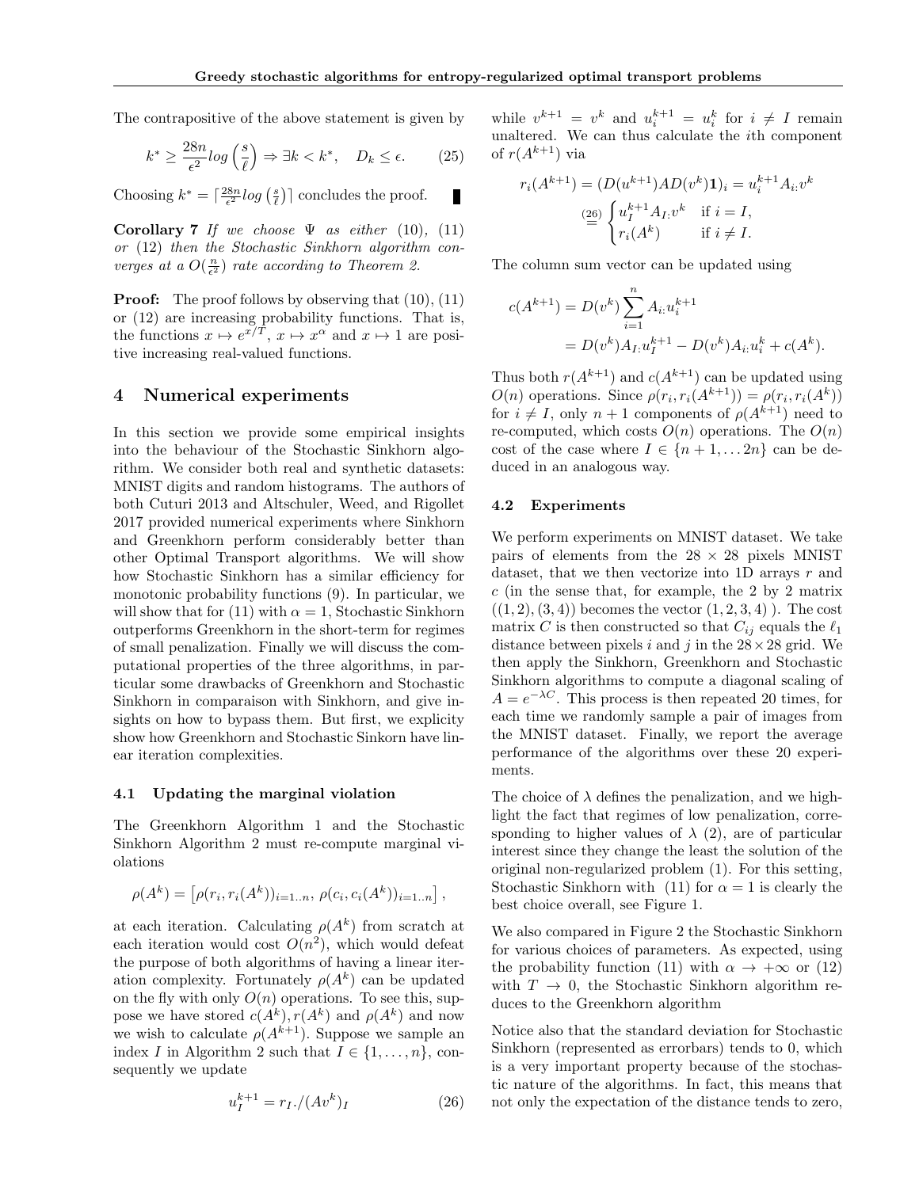The contrapositive of the above statement is given by

$$k^* \geq \frac{28n}{\epsilon^2} log\left(\frac{s}{\ell}\right) \Rightarrow \exists k < k^*, \quad D_k \leq \epsilon. \tag{25}$$

Choosing $k^* = \lceil \frac{28n}{\epsilon^2} log\left(\frac{s}{\ell}\right) \rceil$ concludes the proof. ∎

**Corollary 7** *If we choose $\Psi$ as either (10), (11) or (12) then the Stochastic Sinkhorn algorithm converges at a $O(\frac{n}{\epsilon^2})$ rate according to Theorem 2.*

**Proof:** The proof follows by observing that (10), (11) or (12) are increasing probability functions. That is, the functions $x \mapsto e^{x/T}$, $x \mapsto x^\alpha$ and $x \mapsto 1$ are positive increasing real-valued functions.

# 4 Numerical experiments

In this section we provide some empirical insights into the behaviour of the Stochastic Sinkhorn algorithm. We consider both real and synthetic datasets: MNIST digits and random histograms. The authors of both Cuturi 2013 and Altschuler, Weed, and Rigollet 2017 provided numerical experiments where Sinkhorn and Greenkhorn perform considerably better than other Optimal Transport algorithms. We will show how Stochastic Sinkhorn has a similar efficiency for monotonic probability functions (9). In particular, we will show that for (11) with $\alpha = 1$, Stochastic Sinkhorn outperforms Greenkhorn in the short-term for regimes of small penalization. Finally we will discuss the computational properties of the three algorithms, in particular some drawbacks of Greenkhorn and Stochastic Sinkhorn in comparaison with Sinkhorn, and give insights on how to bypass them. But first, we explicity show how Greenkhorn and Stochastic Sinkorn have linear iteration complexities.

## 4.1 Updating the marginal violation

The Greenkhorn Algorithm 1 and the Stochastic Sinkhorn Algorithm 2 must re-compute marginal violations

$$\rho(A^k) = \left[\rho(r_i, r_i(A^k))_{i=1..n},\ \rho(c_i, c_i(A^k))_{i=1..n}\right],$$

at each iteration. Calculating $\rho(A^k)$ from scratch at each iteration would cost $O(n^2)$, which would defeat the purpose of both algorithms of having a linear iteration complexity. Fortunately $\rho(A^k)$ can be updated on the fly with only $O(n)$ operations. To see this, suppose we have stored $c(A^k), r(A^k)$ and $\rho(A^k)$ and now we wish to calculate $\rho(A^{k+1})$. Suppose we sample an index $I$ in Algorithm 2 such that $I \in \{1, \ldots, n\}$, consequently we update

$$u_I^{k+1} = r_I./(Av^k)_I \tag{26}$$

while $v^{k+1} = v^k$ and $u_i^{k+1} = u_i^k$ for $i \neq I$ remain unaltered. We can thus calculate the $i$th component of $r(A^{k+1})$ via

$$r_i(A^{k+1}) = (D(u^{k+1})AD(v^k)\mathbf{1})_i = u_i^{k+1}A_{i:}v^k$$
$$\overset{(26)}{=} \begin{cases} u_I^{k+1}A_{I:}v^k & \text{if } i = I, \\ r_i(A^k) & \text{if } i \neq I. \end{cases}$$

The column sum vector can be updated using

$$\begin{aligned} c(A^{k+1}) &= D(v^k)\sum_{i=1}^{n} A_{i:}u_i^{k+1} \\ &= D(v^k)A_{I:}u_I^{k+1} - D(v^k)A_{i:}u_i^k + c(A^k). \end{aligned}$$

Thus both $r(A^{k+1})$ and $c(A^{k+1})$ can be updated using $O(n)$ operations. Since $\rho(r_i, r_i(A^{k+1})) = \rho(r_i, r_i(A^k))$ for $i \neq I$, only $n+1$ components of $\rho(A^{k+1})$ need to re-computed, which costs $O(n)$ operations. The $O(n)$ cost of the case where $I \in \{n+1, \ldots 2n\}$ can be deduced in an analogous way.

## 4.2 Experiments

We perform experiments on MNIST dataset. We take pairs of elements from the $28 \times 28$ pixels MNIST dataset, that we then vectorize into 1D arrays $r$ and $c$ (in the sense that, for example, the 2 by 2 matrix $((1, 2), (3, 4))$ becomes the vector $(1, 2, 3, 4)$ ). The cost matrix $C$ is then constructed so that $C_{ij}$ equals the $\ell_1$ distance between pixels $i$ and $j$ in the $28 \times 28$ grid. We then apply the Sinkhorn, Greenkhorn and Stochastic Sinkhorn algorithms to compute a diagonal scaling of $A = e^{-\lambda C}$. This process is then repeated 20 times, for each time we randomly sample a pair of images from the MNIST dataset. Finally, we report the average performance of the algorithms over these 20 experiments.

The choice of $\lambda$ defines the penalization, and we highlight the fact that regimes of low penalization, corresponding to higher values of $\lambda$ (2), are of particular interest since they change the least the solution of the original non-regularized problem (1). For this setting, Stochastic Sinkhorn with (11) for $\alpha = 1$ is clearly the best choice overall, see Figure 1.

We also compared in Figure 2 the Stochastic Sinkhorn for various choices of parameters. As expected, using the probability function (11) with $\alpha \to +\infty$ or (12) with $T \to 0$, the Stochastic Sinkhorn algorithm reduces to the Greenkhorn algorithm

Notice also that the standard deviation for Stochastic Sinkhorn (represented as errorbars) tends to 0, which is a very important property because of the stochastic nature of the algorithms. In fact, this means that not only the expectation of the distance tends to zero,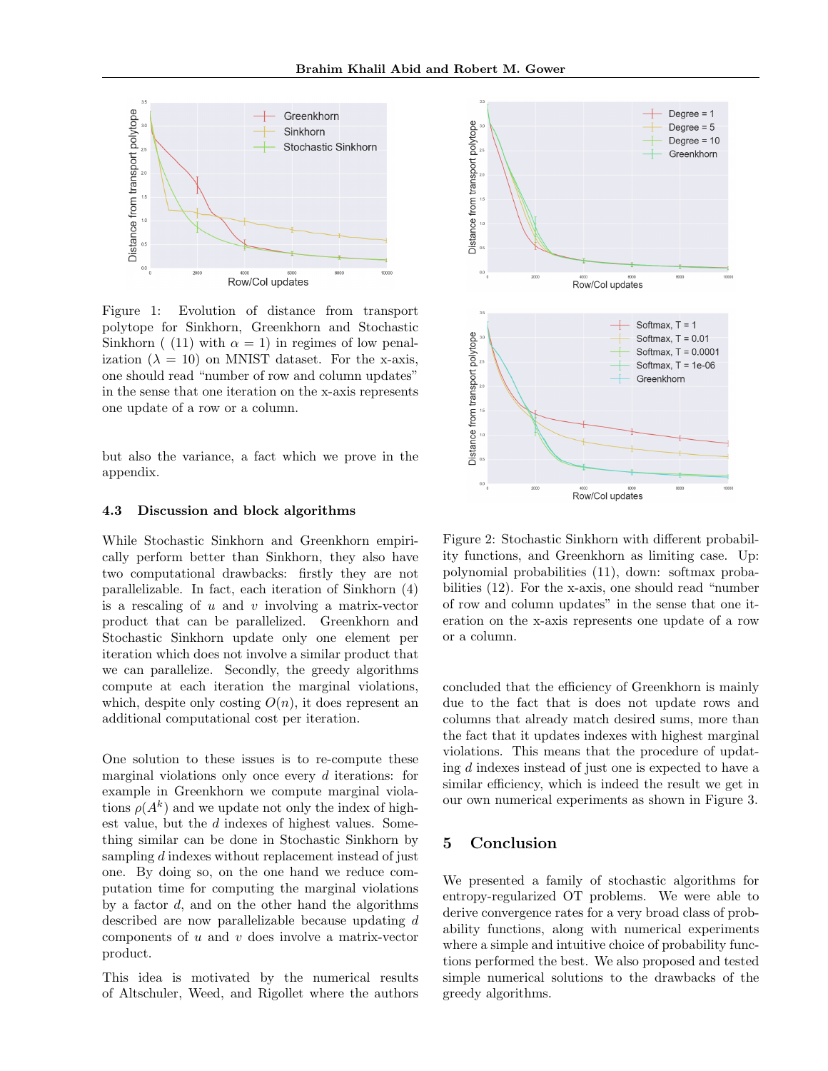Figure 1: Evolution of distance from transport polytope for Sinkhorn, Greenkhorn and Stochastic Sinkhorn ( (11) with $\alpha = 1$) in regimes of low penalization ($\lambda = 10$) on MNIST dataset. For the x-axis, one should read "number of row and column updates" in the sense that one iteration on the x-axis represents one update of a row or a column.

but also the variance, a fact which we prove in the appendix.

### 4.3 Discussion and block algorithms

While Stochastic Sinkhorn and Greenkhorn empirically perform better than Sinkhorn, they also have two computational drawbacks: firstly they are not parallelizable. In fact, each iteration of Sinkhorn (4) is a rescaling of $u$ and $v$ involving a matrix-vector product that can be parallelized. Greenkhorn and Stochastic Sinkhorn update only one element per iteration which does not involve a similar product that we can parallelize. Secondly, the greedy algorithms compute at each iteration the marginal violations, which, despite only costing $O(n)$, it does represent an additional computational cost per iteration.

One solution to these issues is to re-compute these marginal violations only once every $d$ iterations: for example in Greenkhorn we compute marginal violations $\rho(A^k)$ and we update not only the index of highest value, but the $d$ indexes of highest values. Something similar can be done in Stochastic Sinkhorn by sampling $d$ indexes without replacement instead of just one. By doing so, on the one hand we reduce computation time for computing the marginal violations by a factor $d$, and on the other hand the algorithms described are now parallelizable because updating $d$ components of $u$ and $v$ does involve a matrix-vector product.

This idea is motivated by the numerical results of Altschuler, Weed, and Rigollet where the authors concluded that the efficiency of Greenkhorn is mainly due to the fact that is does not update rows and columns that already match desired sums, more than the fact that it updates indexes with highest marginal violations. This means that the procedure of updating $d$ indexes instead of just one is expected to have a similar efficiency, which is indeed the result we get in our own numerical experiments as shown in Figure 3.

Figure 2: Stochastic Sinkhorn with different probability functions, and Greenkhorn as limiting case. Up: polynomial probabilities (11), down: softmax probabilities (12). For the x-axis, one should read "number of row and column updates" in the sense that one iteration on the x-axis represents one update of a row or a column.

## 5 Conclusion

We presented a family of stochastic algorithms for entropy-regularized OT problems. We were able to derive convergence rates for a very broad class of probability functions, along with numerical experiments where a simple and intuitive choice of probability functions performed the best. We also proposed and tested simple numerical solutions to the drawbacks of the greedy algorithms.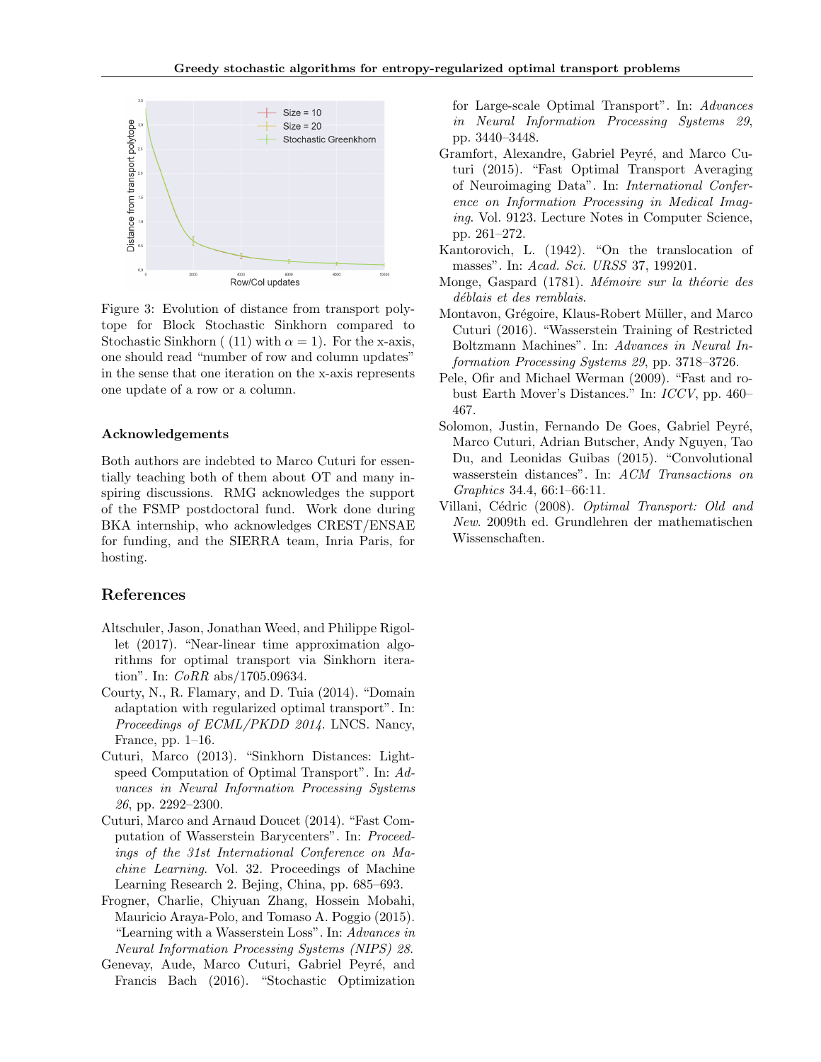Distance from transport polytope

Size = 10

Size = 20

Stochastic Greenkhorn

Row/Col updates

Figure 3: Evolution of distance from transport polytope for Block Stochastic Sinkhorn compared to Stochastic Sinkhorn ( (11) with $\alpha = 1$). For the x-axis, one should read "number of row and column updates" in the sense that one iteration on the x-axis represents one update of a row or a column.

### Acknowledgements

Both authors are indebted to Marco Cuturi for essentially teaching both of them about OT and many inspiring discussions. RMG acknowledges the support of the FSMP postdoctoral fund. Work done during BKA internship, who acknowledges CREST/ENSAE for funding, and the SIERRA team, Inria Paris, for hosting.

## References

Altschuler, Jason, Jonathan Weed, and Philippe Rigollet (2017). "Near-linear time approximation algorithms for optimal transport via Sinkhorn iteration". In: *CoRR* abs/1705.09634.

Courty, N., R. Flamary, and D. Tuia (2014). "Domain adaptation with regularized optimal transport". In: *Proceedings of ECML/PKDD 2014*. LNCS. Nancy, France, pp. 1–16.

Cuturi, Marco (2013). "Sinkhorn Distances: Lightspeed Computation of Optimal Transport". In: *Advances in Neural Information Processing Systems 26*, pp. 2292–2300.

Cuturi, Marco and Arnaud Doucet (2014). "Fast Computation of Wasserstein Barycenters". In: *Proceedings of the 31st International Conference on Machine Learning*. Vol. 32. Proceedings of Machine Learning Research 2. Bejing, China, pp. 685–693.

Frogner, Charlie, Chiyuan Zhang, Hossein Mobahi, Mauricio Araya-Polo, and Tomaso A. Poggio (2015). "Learning with a Wasserstein Loss". In: *Advances in Neural Information Processing Systems (NIPS) 28.*

Genevay, Aude, Marco Cuturi, Gabriel Peyré, and Francis Bach (2016). "Stochastic Optimization for Large-scale Optimal Transport". In: *Advances in Neural Information Processing Systems 29*, pp. 3440–3448.

Gramfort, Alexandre, Gabriel Peyré, and Marco Cuturi (2015). "Fast Optimal Transport Averaging of Neuroimaging Data". In: *International Conference on Information Processing in Medical Imaging*. Vol. 9123. Lecture Notes in Computer Science, pp. 261–272.

Kantorovich, L. (1942). "On the translocation of masses". In: *Acad. Sci. URSS* 37, 199201.

Monge, Gaspard (1781). *Mémoire sur la théorie des déblais et des remblais*.

Montavon, Grégoire, Klaus-Robert Müller, and Marco Cuturi (2016). "Wasserstein Training of Restricted Boltzmann Machines". In: *Advances in Neural Information Processing Systems 29*, pp. 3718–3726.

Pele, Ofir and Michael Werman (2009). "Fast and robust Earth Mover's Distances." In: *ICCV*, pp. 460–467.

Solomon, Justin, Fernando De Goes, Gabriel Peyré, Marco Cuturi, Adrian Butscher, Andy Nguyen, Tao Du, and Leonidas Guibas (2015). "Convolutional wasserstein distances". In: *ACM Transactions on Graphics* 34.4, 66:1–66:11.

Villani, Cédric (2008). *Optimal Transport: Old and New*. 2009th ed. Grundlehren der mathematischen Wissenschaften.